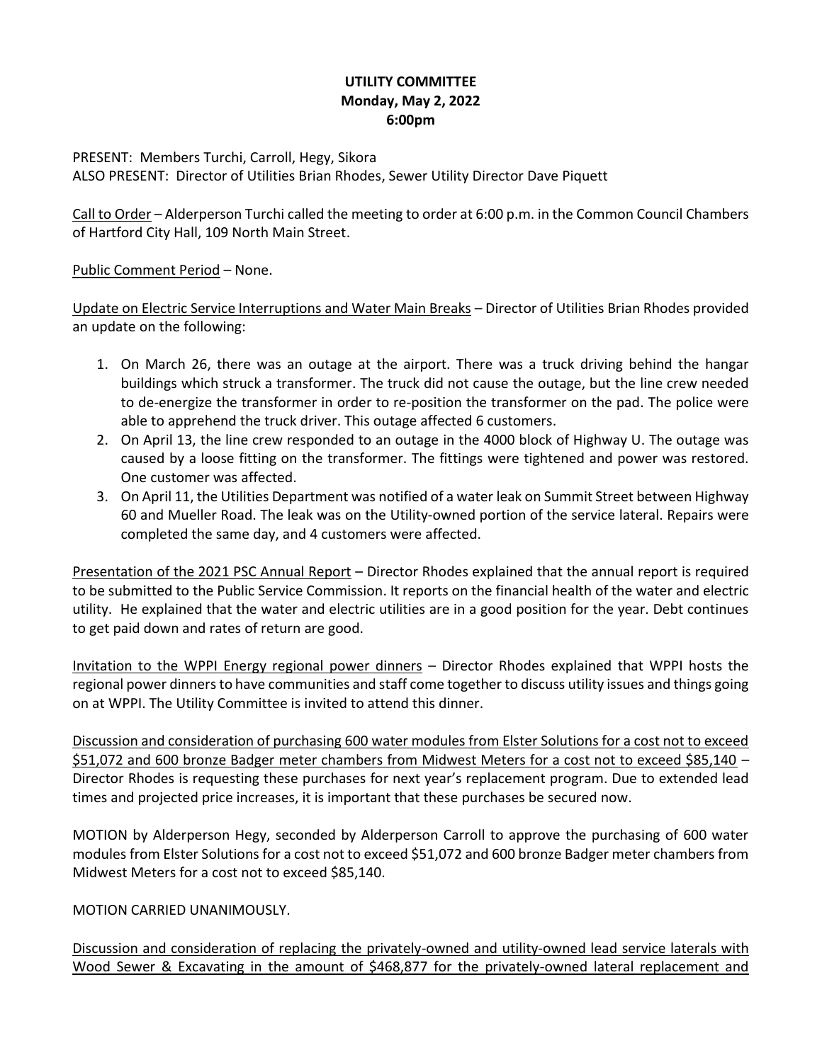**UTILITY COMMITTEE**
**Monday, May 2, 2022**
**6:00pm**

PRESENT: Members Turchi, Carroll, Hegy, Sikora
ALSO PRESENT: Director of Utilities Brian Rhodes, Sewer Utility Director Dave Piquett

<u>Call to Order</u> – Alderperson Turchi called the meeting to order at 6:00 p.m. in the Common Council Chambers of Hartford City Hall, 109 North Main Street.

<u>Public Comment Period</u> – None.

<u>Update on Electric Service Interruptions and Water Main Breaks</u> – Director of Utilities Brian Rhodes provided an update on the following:

1. On March 26, there was an outage at the airport. There was a truck driving behind the hangar buildings which struck a transformer. The truck did not cause the outage, but the line crew needed to de-energize the transformer in order to re-position the transformer on the pad. The police were able to apprehend the truck driver. This outage affected 6 customers.
2. On April 13, the line crew responded to an outage in the 4000 block of Highway U. The outage was caused by a loose fitting on the transformer. The fittings were tightened and power was restored. One customer was affected.
3. On April 11, the Utilities Department was notified of a water leak on Summit Street between Highway 60 and Mueller Road. The leak was on the Utility-owned portion of the service lateral. Repairs were completed the same day, and 4 customers were affected.

<u>Presentation of the 2021 PSC Annual Report</u> – Director Rhodes explained that the annual report is required to be submitted to the Public Service Commission. It reports on the financial health of the water and electric utility. He explained that the water and electric utilities are in a good position for the year. Debt continues to get paid down and rates of return are good.

<u>Invitation to the WPPI Energy regional power dinners</u> – Director Rhodes explained that WPPI hosts the regional power dinners to have communities and staff come together to discuss utility issues and things going on at WPPI. The Utility Committee is invited to attend this dinner.

<u>Discussion and consideration of purchasing 600 water modules from Elster Solutions for a cost not to exceed $51,072 and 600 bronze Badger meter chambers from Midwest Meters for a cost not to exceed $85,140</u> – Director Rhodes is requesting these purchases for next year's replacement program. Due to extended lead times and projected price increases, it is important that these purchases be secured now.

MOTION by Alderperson Hegy, seconded by Alderperson Carroll to approve the purchasing of 600 water modules from Elster Solutions for a cost not to exceed $51,072 and 600 bronze Badger meter chambers from Midwest Meters for a cost not to exceed $85,140.

MOTION CARRIED UNANIMOUSLY.

<u>Discussion and consideration of replacing the privately-owned and utility-owned lead service laterals with Wood Sewer & Excavating in the amount of $468,877 for the privately-owned lateral replacement and</u>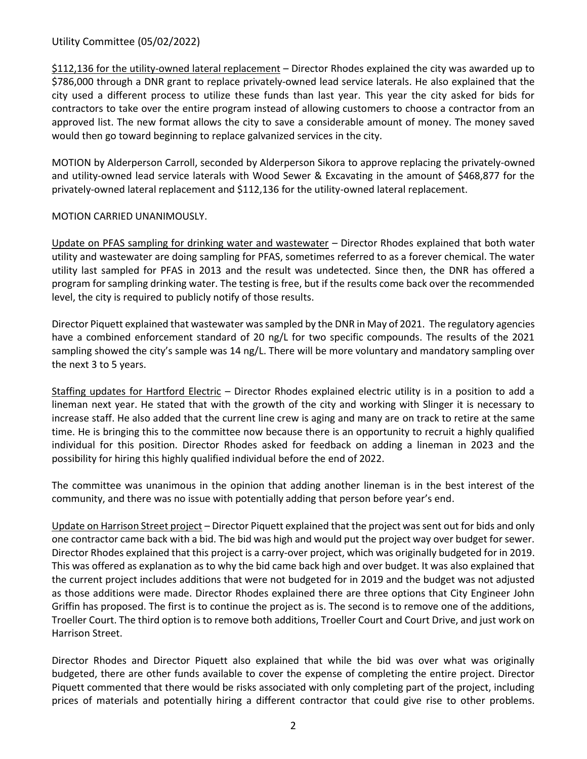Utility Committee (05/02/2022)

<u>$112,136 for the utility-owned lateral replacement</u> – Director Rhodes explained the city was awarded up to $786,000 through a DNR grant to replace privately-owned lead service laterals. He also explained that the city used a different process to utilize these funds than last year. This year the city asked for bids for contractors to take over the entire program instead of allowing customers to choose a contractor from an approved list. The new format allows the city to save a considerable amount of money. The money saved would then go toward beginning to replace galvanized services in the city.

MOTION by Alderperson Carroll, seconded by Alderperson Sikora to approve replacing the privately-owned and utility-owned lead service laterals with Wood Sewer & Excavating in the amount of $468,877 for the privately-owned lateral replacement and $112,136 for the utility-owned lateral replacement.

MOTION CARRIED UNANIMOUSLY.

<u>Update on PFAS sampling for drinking water and wastewater</u> – Director Rhodes explained that both water utility and wastewater are doing sampling for PFAS, sometimes referred to as a forever chemical. The water utility last sampled for PFAS in 2013 and the result was undetected. Since then, the DNR has offered a program for sampling drinking water. The testing is free, but if the results come back over the recommended level, the city is required to publicly notify of those results.

Director Piquett explained that wastewater was sampled by the DNR in May of 2021. The regulatory agencies have a combined enforcement standard of 20 ng/L for two specific compounds. The results of the 2021 sampling showed the city's sample was 14 ng/L. There will be more voluntary and mandatory sampling over the next 3 to 5 years.

<u>Staffing updates for Hartford Electric</u> – Director Rhodes explained electric utility is in a position to add a lineman next year. He stated that with the growth of the city and working with Slinger it is necessary to increase staff. He also added that the current line crew is aging and many are on track to retire at the same time. He is bringing this to the committee now because there is an opportunity to recruit a highly qualified individual for this position. Director Rhodes asked for feedback on adding a lineman in 2023 and the possibility for hiring this highly qualified individual before the end of 2022.

The committee was unanimous in the opinion that adding another lineman is in the best interest of the community, and there was no issue with potentially adding that person before year's end.

<u>Update on Harrison Street project</u> – Director Piquett explained that the project was sent out for bids and only one contractor came back with a bid. The bid was high and would put the project way over budget for sewer. Director Rhodes explained that this project is a carry-over project, which was originally budgeted for in 2019. This was offered as explanation as to why the bid came back high and over budget. It was also explained that the current project includes additions that were not budgeted for in 2019 and the budget was not adjusted as those additions were made. Director Rhodes explained there are three options that City Engineer John Griffin has proposed. The first is to continue the project as is. The second is to remove one of the additions, Troeller Court. The third option is to remove both additions, Troeller Court and Court Drive, and just work on Harrison Street.

Director Rhodes and Director Piquett also explained that while the bid was over what was originally budgeted, there are other funds available to cover the expense of completing the entire project. Director Piquett commented that there would be risks associated with only completing part of the project, including prices of materials and potentially hiring a different contractor that could give rise to other problems.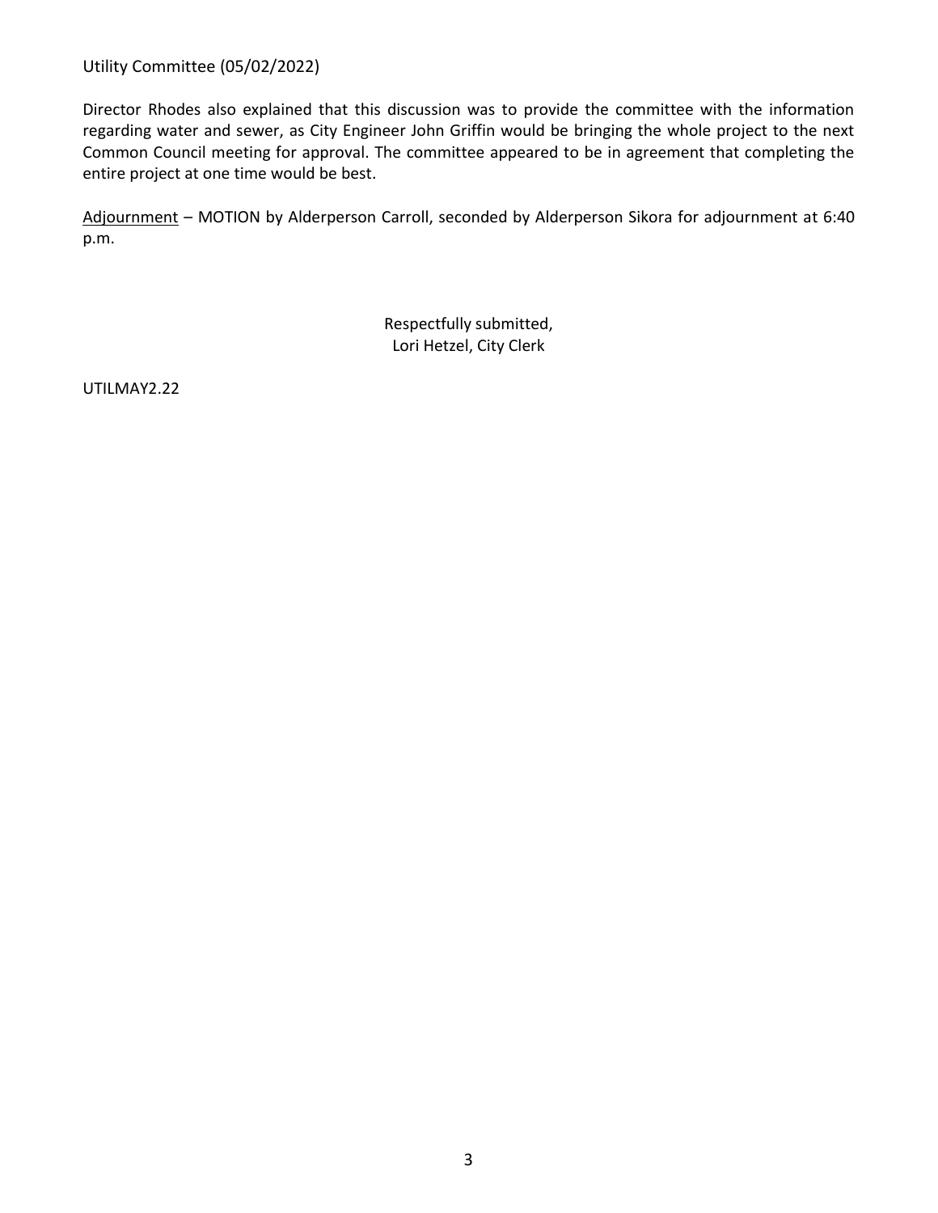Director Rhodes also explained that this discussion was to provide the committee with the information regarding water and sewer, as City Engineer John Griffin would be bringing the whole project to the next Common Council meeting for approval. The committee appeared to be in agreement that completing the entire project at one time would be best.

Adjournment – MOTION by Alderperson Carroll, seconded by Alderperson Sikora for adjournment at 6:40 p.m.

Respectfully submitted,
Lori Hetzel, City Clerk

UTILMAY2.22